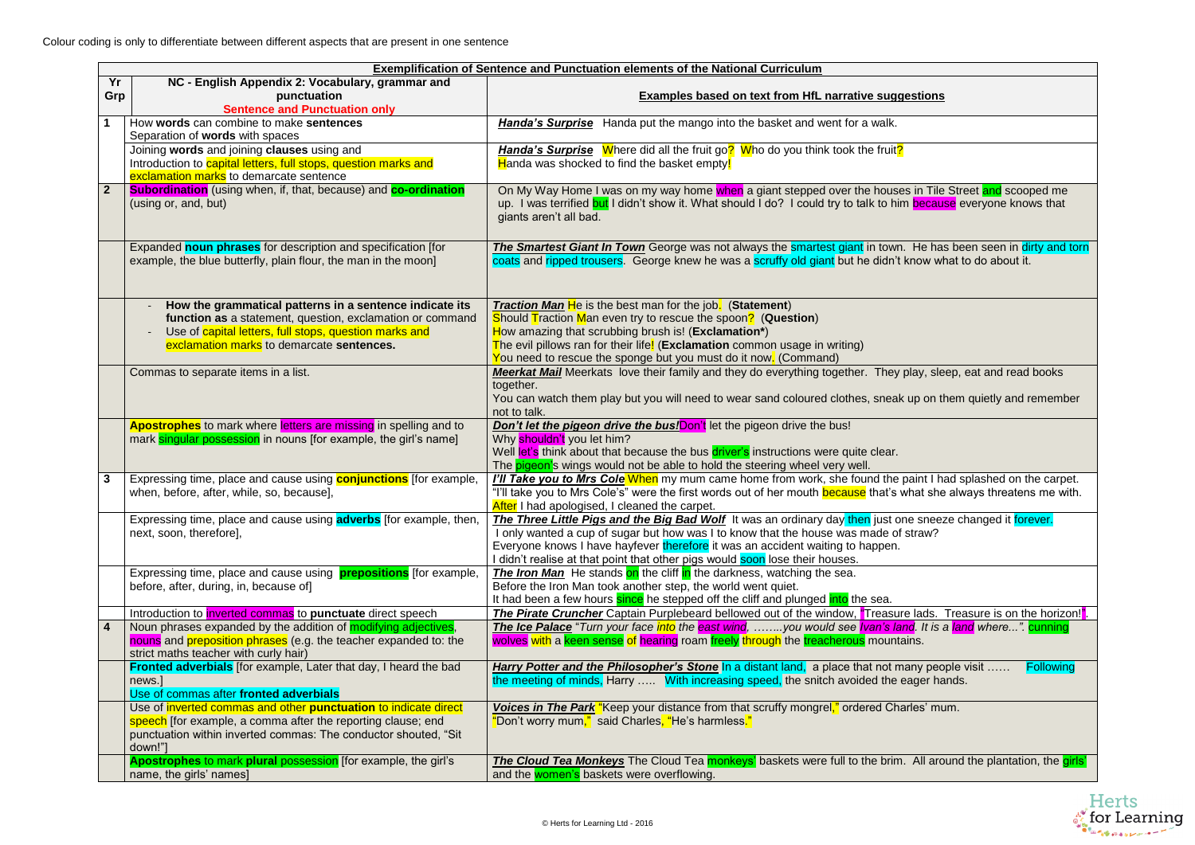Colour coding is only to differentiate between different aspects that are present in one sentence

| **Exemplification of Sentence and Punctuation elements of the National Curriculum** | | |
|---|---|---|
| **Yr Grp** | **NC - English Appendix 2: Vocabulary, grammar and punctuation** **Sentence and Punctuation only** | **Examples based on text from HfL narrative suggestions** |
| **1** | How **words** can combine to make **sentences**<br>Separation of **words** with spaces | ***Handa's Surprise*** Handa put the mango into the basket and went for a walk. |
| | Joining **words** and joining **clauses** using and<br>Introduction to capital letters, full stops, question marks and exclamation marks to demarcate sentence | ***Handa's Surprise*** Where did all the fruit go? Who do you think took the fruit?<br>Handa was shocked to find the basket empty! |
| **2** | **Subordination** (using when, if, that, because) and **co-ordination** (using or, and, but) | On My Way Home I was on my way home when a giant stepped over the houses in Tile Street and scooped me up. I was terrified but I didn't show it. What should I do? I could try to talk to him because everyone knows that giants aren't all bad. |
| | Expanded **noun phrases** for description and specification [for example, the blue butterfly, plain flour, the man in the moon] | ***The Smartest Giant In Town*** George was not always the smartest giant in town. He has been seen in dirty and torn coats and ripped trousers. George knew he was a scruffy old giant but he didn't know what to do about it. |
| | - **How the grammatical patterns in a sentence indicate its function as** a statement, question, exclamation or command<br>- Use of capital letters, full stops, question marks and exclamation marks to demarcate **sentences.** | ***Traction Man*** He is the best man for the job. (**Statement**)<br>Should Traction Man even try to rescue the spoon? (**Question**)<br>How amazing that scrubbing brush is! (**Exclamation***)<br>The evil pillows ran for their life! (**Exclamation** common usage in writing)<br>You need to rescue the sponge but you must do it now. (Command) |
| | Commas to separate items in a list. | ***Meerkat Mail*** Meerkats love their family and they do everything together. They play, sleep, eat and read books together.<br>You can watch them play but you will need to wear sand coloured clothes, sneak up on them quietly and remember not to talk. |
| | **Apostrophes** to mark where letters are missing in spelling and to mark singular possession in nouns [for example, the girl's name] | ***Don't let the pigeon drive the bus!*** Don't let the pigeon drive the bus!<br>Why shouldn't you let him?<br>Well let's think about that because the bus driver's instructions were quite clear.<br>The pigeon's wings would not be able to hold the steering wheel very well. |
| **3** | Expressing time, place and cause using **conjunctions** [for example, when, before, after, while, so, because], | ***I'll Take you to Mrs Cole*** When my mum came home from work, she found the paint I had splashed on the carpet. "I'll take you to Mrs Cole's" were the first words out of her mouth because that's what she always threatens me with. After I had apologised, I cleaned the carpet. |
| | Expressing time, place and cause using **adverbs** [for example, then, next, soon, therefore], | ***The Three Little Pigs and the Big Bad Wolf*** It was an ordinary day then just one sneeze changed it forever.<br>I only wanted a cup of sugar but how was I to know that the house was made of straw?<br>Everyone knows I have hayfever therefore it was an accident waiting to happen.<br>I didn't realise at that point that other pigs would soon lose their houses. |
| | Expressing time, place and cause using **prepositions** [for example, before, after, during, in, because of] | ***The Iron Man*** He stands on the cliff in the darkness, watching the sea.<br>Before the Iron Man took another step, the world went quiet.<br>It had been a few hours since he stepped off the cliff and plunged into the sea. |
| | Introduction to inverted commas to **punctuate** direct speech | ***The Pirate Cruncher*** Captain Purplebeard bellowed out of the window, "Treasure lads. Treasure is on the horizon!". |
| **4** | Noun phrases expanded by the addition of modifying adjectives, nouns and preposition phrases (e.g. the teacher expanded to: the strict maths teacher with curly hair) | ***The Ice Palace*** "*Turn your face into the east wind, ……..you would see Ivan's land. It is a land where…".* cunning wolves with a keen sense of hearing roam freely through the treacherous mountains. |
| | **Fronted adverbials** [for example, Later that day, I heard the bad news.]<br>Use of commas after **fronted adverbials** | ***Harry Potter and the Philosopher's Stone*** In a distant land, a place that not many people visit …… Following the meeting of minds, Harry ….. With increasing speed, the snitch avoided the eager hands. |
| | Use of inverted commas and other **punctuation** to indicate direct speech [for example, a comma after the reporting clause; end punctuation within inverted commas: The conductor shouted, "Sit down!"] | ***Voices in The Park*** "Keep your distance from that scruffy mongrel," ordered Charles' mum.<br>"Don't worry mum," said Charles, "He's harmless." |
| | **Apostrophes** to mark **plural** possession [for example, the girl's name, the girls' names] | ***The Cloud Tea Monkeys*** The Cloud Tea monkeys' baskets were full to the brim. All around the plantation, the girls' and the women's baskets were overflowing. |

© Herts for Learning Ltd - 2016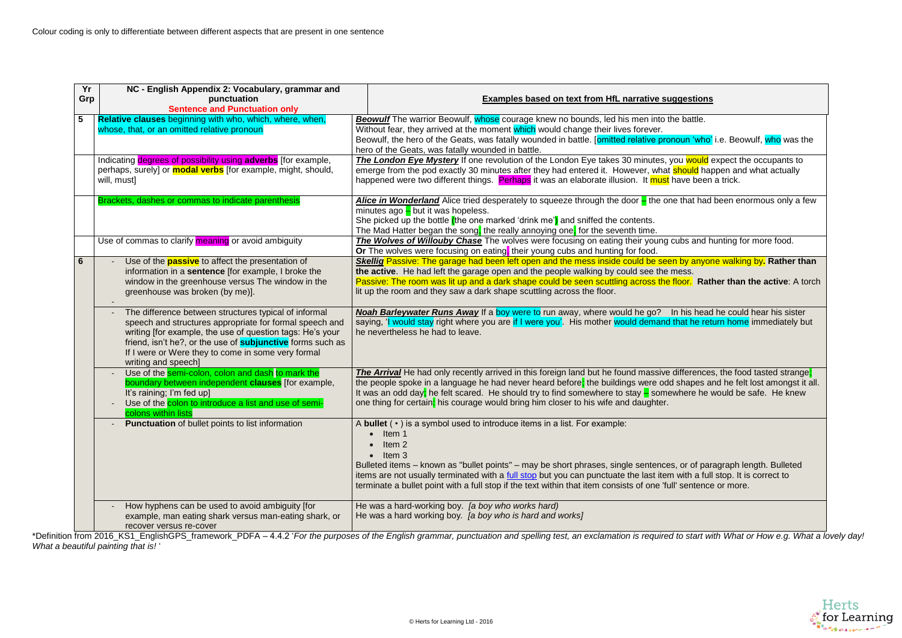Colour coding is only to differentiate between different aspects that are present in one sentence

| Yr Grp | NC - English Appendix 2: Vocabulary, grammar and punctuation **Sentence and Punctuation only** | **Examples based on text from HfL narrative suggestions** |
|---|---|---|
| **5** | **Relative clauses** beginning with who, which, where, when, whose, that, or an omitted relative pronoun | ***Beowulf*** The warrior Beowulf, whose courage knew no bounds, led his men into the battle. Without fear, they arrived at the moment which would change their lives forever. Beowulf, the hero of the Geats, was fatally wounded in battle. [omitted relative pronoun 'who' i.e. Beowulf, who was the hero of the Geats, was fatally wounded in battle. |
| | Indicating degrees of possibility using **adverbs** [for example, perhaps, surely] or **modal verbs** [for example, might, should, will, must] | ***The London Eye Mystery*** If one revolution of the London Eye takes 30 minutes, you would expect the occupants to emerge from the pod exactly 30 minutes after they had entered it. However, what should happen and what actually happened were two different things. Perhaps it was an elaborate illusion. It must have been a trick. |
| | Brackets, dashes or commas to indicate parenthesis | ***Alice in Wonderland*** Alice tried desperately to squeeze through the door – the one that had been enormous only a few minutes ago – but it was hopeless. She picked up the bottle (the one marked 'drink me') and sniffed the contents. The Mad Hatter began the song, the really annoying one, for the seventh time. |
| | Use of commas to clarify meaning or avoid ambiguity | ***The Wolves of Willouby Chase*** The wolves were focusing on eating their young cubs and hunting for more food. **Or** The wolves were focusing on eating, their young cubs and hunting for food. |
| **6** | - Use of the **passive** to affect the presentation of information in a **sentence** [for example, I broke the window in the greenhouse versus The window in the greenhouse was broken (by me)]. | ***Skellig*** Passive: The garage had been left open and the mess inside could be seen by anyone walking by**. Rather than the active**. He had left the garage open and the people walking by could see the mess. Passive: The room was lit up and a dark shape could be seen scuttling across the floor. **Rather than the active**: A torch lit up the room and they saw a dark shape scuttling across the floor. |
| | - The difference between structures typical of informal speech and structures appropriate for formal speech and writing [for example, the use of question tags: He's your friend, isn't he?, or the use of **subjunctive** forms such as If I were or Were they to come in some very formal writing and speech] | ***Noah Barleywater Runs Away*** If a boy were to run away, where would he go? In his head he could hear his sister saying, 'I would stay right where you are if I were you'. His mother would demand that he return home immediately but he nevertheless he had to leave. |
| | - Use of the semi-colon, colon and dash to mark the boundary between independent **clauses** [for example, It's raining; I'm fed up]<br>- Use of the colon to introduce a list and use of semi-colons within lists | ***The Arrival*** He had only recently arrived in this foreign land but he found massive differences, the food tasted strange; the people spoke in a language he had never heard before; the buildings were odd shapes and he felt lost amongst it all. It was an odd day; he felt scared. He should try to find somewhere to stay – somewhere he would be safe. He knew one thing for certain; his courage would bring him closer to his wife and daughter. |
| | - **Punctuation** of bullet points to list information | A **bullet** ( • ) is a symbol used to introduce items in a list. For example:<br>• Item 1<br>• Item 2<br>• Item 3<br>Bulleted items – known as "bullet points" – may be short phrases, single sentences, or of paragraph length. Bulleted items are not usually terminated with a full stop but you can punctuate the last item with a full stop. It is correct to terminate a bullet point with a full stop if the text within that item consists of one 'full' sentence or more. |
| | - How hyphens can be used to avoid ambiguity [for example, man eating shark versus man-eating shark, or recover versus re-cover | He was a hard-working boy. *[a boy who works hard)* He was a hard working boy. *[a boy who is hard and works]* |

*Definition from 2016_KS1_EnglishGPS_framework_PDFA – 4.4.2 '*For the purposes of the English grammar, punctuation and spelling test, an exclamation is required to start with What or How e.g. What a lovely day! What a beautiful painting that is!* '

© Herts for Learning Ltd - 2016